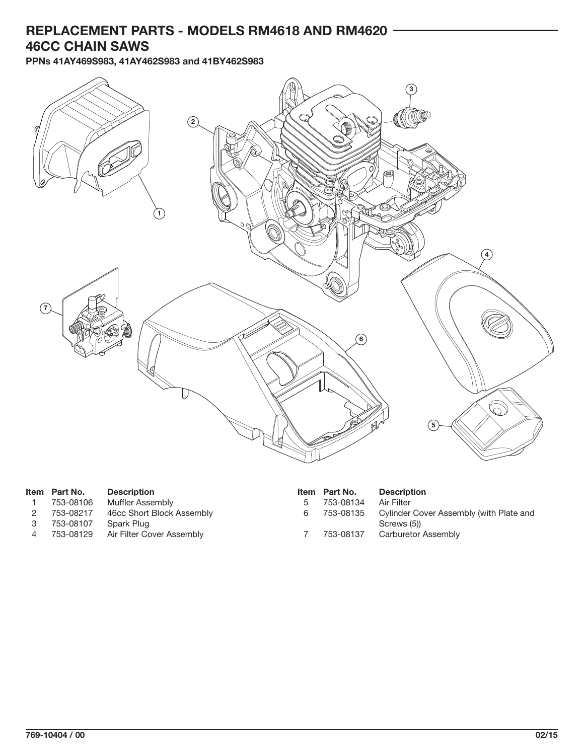# REPLACEMENT PARTS - MODELS RM4618 AND RM4620
## 46CC CHAIN SAWS

**PPNs 41AY469S983, 41AY462S983 and 41BY462S983**

| Item | Part No. | Description |
|---|---|---|
| 1 | 753-08106 | Muffler Assembly |
| 2 | 753-08217 | 46cc Short Block Assembly |
| 3 | 753-08107 | Spark Plug |
| 4 | 753-08129 | Air Filter Cover Assembly |
| 5 | 753-08134 | Air Filter |
| 6 | 753-08135 | Cylinder Cover Assembly (with Plate and Screws (5)) |
| 7 | 753-08137 | Carburetor Assembly |

769-10404 / 00 02/15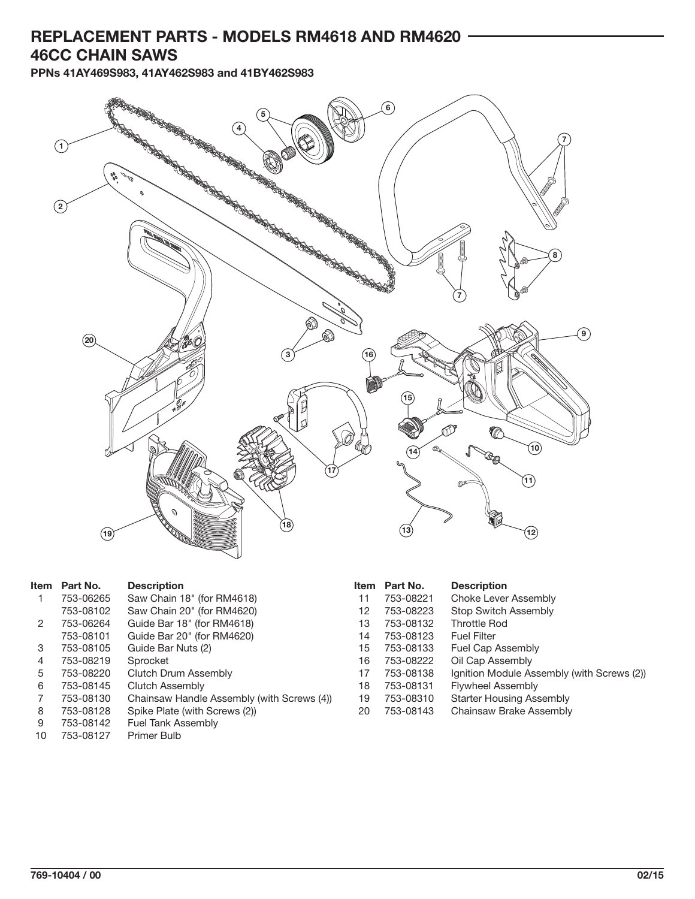# REPLACEMENT PARTS - MODELS RM4618 AND RM4620

## 46CC CHAIN SAWS

**PPNs 41AY469S983, 41AY462S983 and 41BY462S983**

1
2
3
4
5
6
7
8
9
10
11
12
13
14
15
16
17
18
19
20

| Item | Part No. | Description |
|---|---|---|
| 1 | 753-06265 | Saw Chain 18" (for RM4618) |
| | 753-08102 | Saw Chain 20" (for RM4620) |
| 2 | 753-06264 | Guide Bar 18" (for RM4618) |
| | 753-08101 | Guide Bar 20" (for RM4620) |
| 3 | 753-08105 | Guide Bar Nuts (2) |
| 4 | 753-08219 | Sprocket |
| 5 | 753-08220 | Clutch Drum Assembly |
| 6 | 753-08145 | Clutch Assembly |
| 7 | 753-08130 | Chainsaw Handle Assembly (with Screws (4)) |
| 8 | 753-08128 | Spike Plate (with Screws (2)) |
| 9 | 753-08142 | Fuel Tank Assembly |
| 10 | 753-08127 | Primer Bulb |
| 11 | 753-08221 | Choke Lever Assembly |
| 12 | 753-08223 | Stop Switch Assembly |
| 13 | 753-08132 | Throttle Rod |
| 14 | 753-08123 | Fuel Filter |
| 15 | 753-08133 | Fuel Cap Assembly |
| 16 | 753-08222 | Oil Cap Assembly |
| 17 | 753-08138 | Ignition Module Assembly (with Screws (2)) |
| 18 | 753-08131 | Flywheel Assembly |
| 19 | 753-08310 | Starter Housing Assembly |
| 20 | 753-08143 | Chainsaw Brake Assembly |

769-10404 / 00 02/15